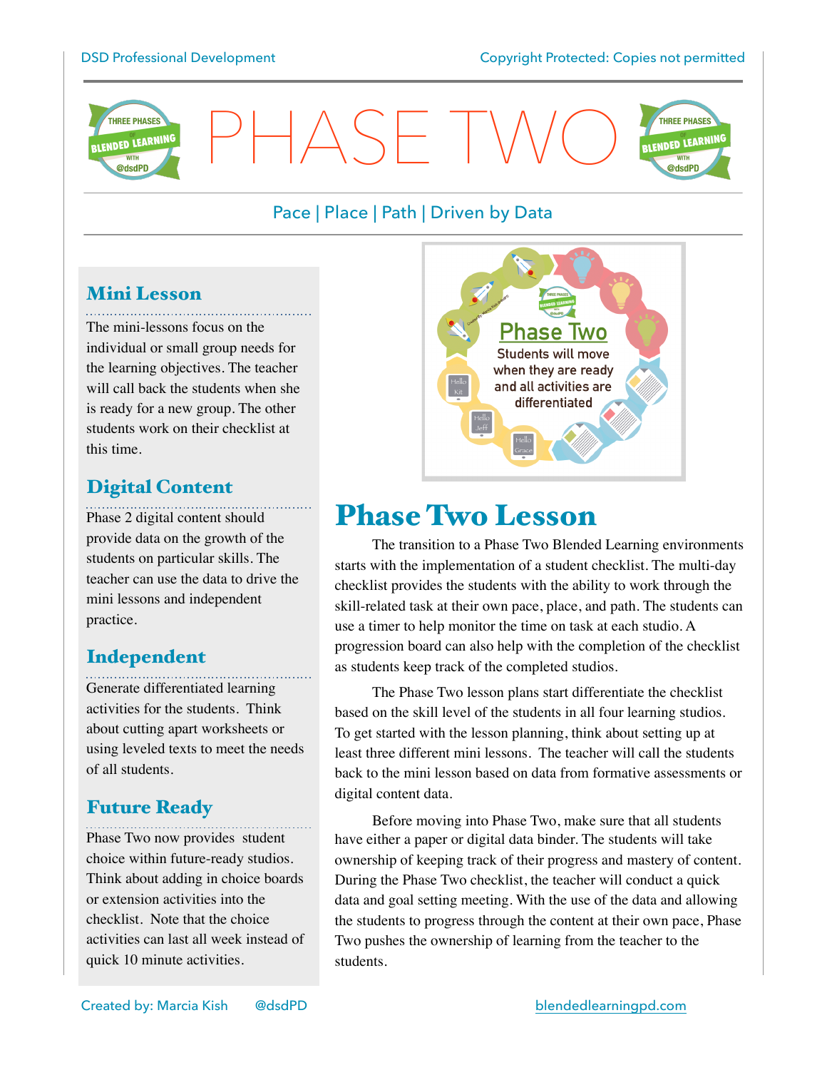# PHASE TWO

Pace | Place | Path | Driven by Data

## Mini Lesson

The mini-lessons focus on the individual or small group needs for the learning objectives. The teacher will call back the students when she is ready for a new group. The other students work on their checklist at this time.

## Digital Content

Phase 2 digital content should provide data on the growth of the students on particular skills. The teacher can use the data to drive the mini lessons and independent practice.

## Independent

Generate differentiated learning activities for the students. Think about cutting apart worksheets or using leveled texts to meet the needs of all students.

## Future Ready

Phase Two now provides student choice within future-ready studios. Think about adding in choice boards or extension activities into the checklist. Note that the choice activities can last all week instead of quick 10 minute activities.

Phase Two

Students will move when they are ready and all activities are differentiated

## Phase Two Lesson

The transition to a Phase Two Blended Learning environments starts with the implementation of a student checklist. The multi-day checklist provides the students with the ability to work through the skill-related task at their own pace, place, and path. The students can use a timer to help monitor the time on task at each studio. A progression board can also help with the completion of the checklist as students keep track of the completed studios.

The Phase Two lesson plans start differentiate the checklist based on the skill level of the students in all four learning studios. To get started with the lesson planning, think about setting up at least three different mini lessons. The teacher will call the students back to the mini lesson based on data from formative assessments or digital content data.

Before moving into Phase Two, make sure that all students have either a paper or digital data binder. The students will take ownership of keeping track of their progress and mastery of content. During the Phase Two checklist, the teacher will conduct a quick data and goal setting meeting. With the use of the data and allowing the students to progress through the content at their own pace, Phase Two pushes the ownership of learning from the teacher to the students.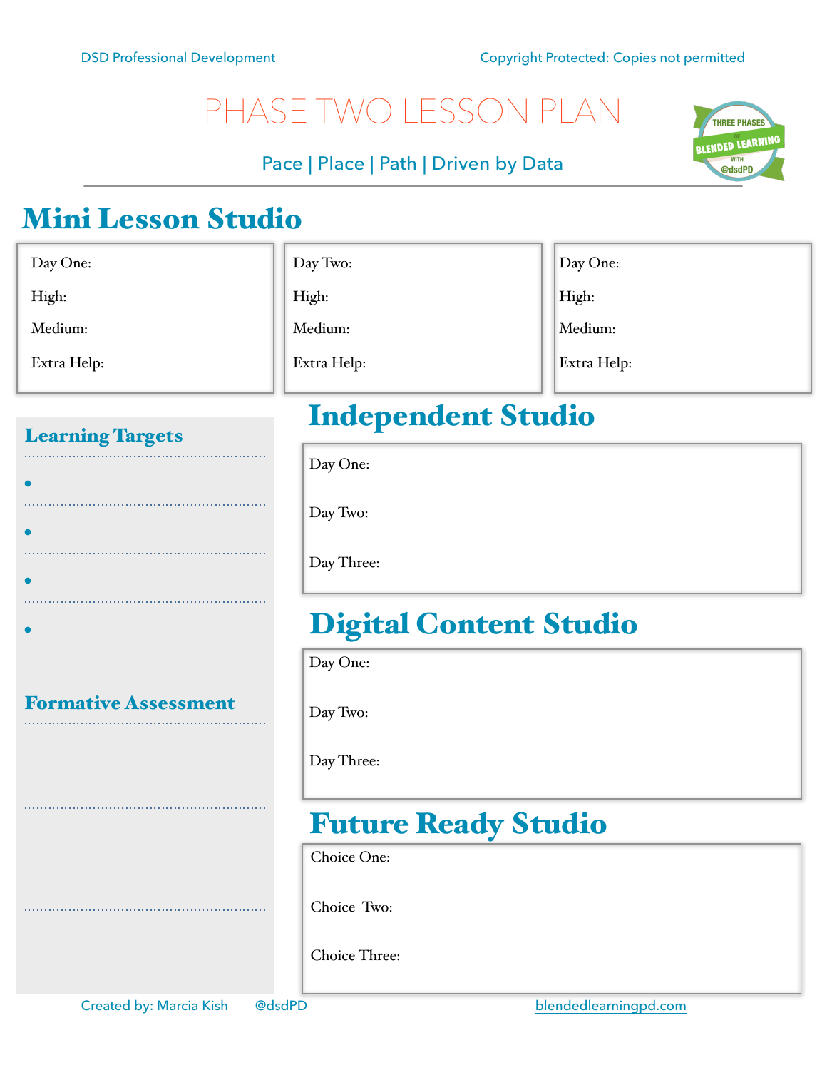DSD Professional Development

Copyright Protected: Copies not permitted

# PHASE TWO LESSON PLAN

Pace | Place | Path | Driven by Data

THREE PHASES OF BLENDED LEARNING WITH @dsdPD

## Mini Lesson Studio

Day One:

High:

Medium:

Extra Help:

Day Two:

High:

Medium:

Extra Help:

Day One:

High:

Medium:

Extra Help:

### Learning Targets

- 
- 
- 
- 

### Formative Assessment

## Independent Studio

Day One:

Day Two:

Day Three:

## Digital Content Studio

Day One:

Day Two:

Day Three:

## Future Ready Studio

Choice One:

Choice Two:

Choice Three:

Created by: Marcia Kish @dsdPD blendedlearningpd.com